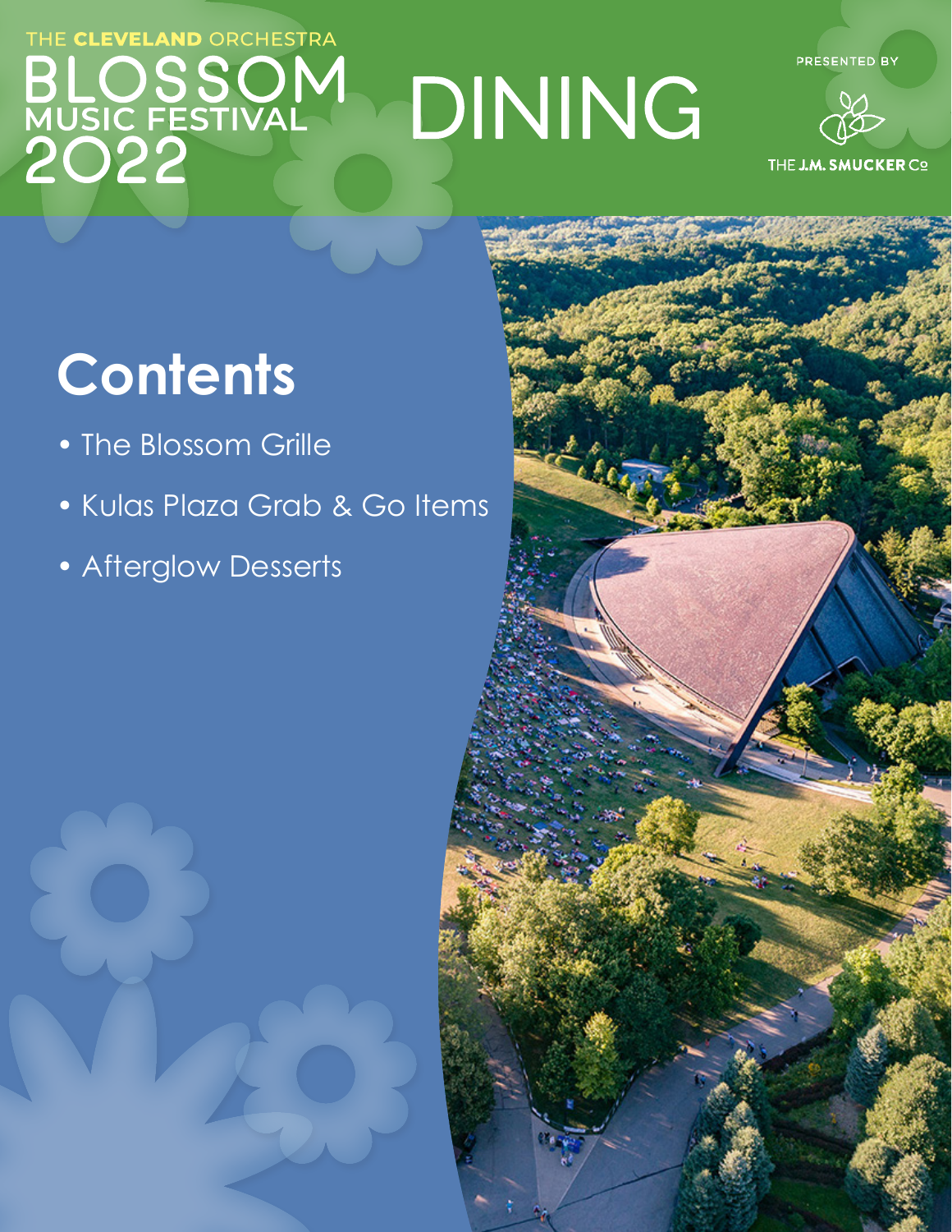THE **CLEVELAND** ORCHESTRA

# BLOSSOM MUSIC FESTIVAL 2022

# DINING

PRESENTED BY

THE **J.M. SMUCKER** Co

## Contents

- The Blossom Grille
- Kulas Plaza Grab & Go Items
- Afterglow Desserts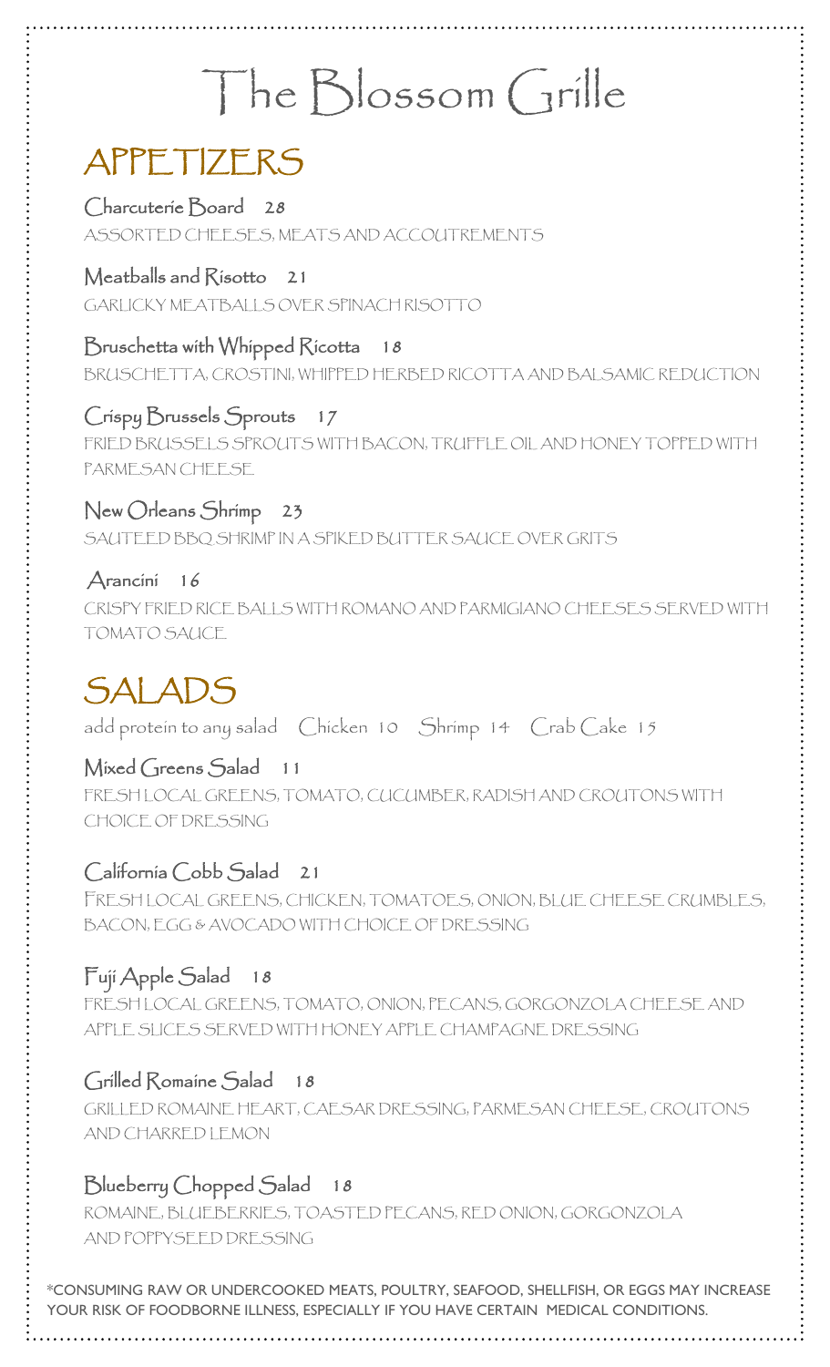# The Blossom Grille

## APPETIZERS

### Charcuterie Board 28
ASSORTED CHEESES, MEATS AND ACCOUTREMENTS

### Meatballs and Risotto 21
GARLICKY MEATBALLS OVER SPINACH RISOTTO

### Bruschetta with Whipped Ricotta 18
BRUSCHETTA, CROSTINI, WHIPPED HERBED RICOTTA AND BALSAMIC REDUCTION

### Crispy Brussels Sprouts 17
FRIED BRUSSELS SPROUTS WITH BACON, TRUFFLE OIL AND HONEY TOPPED WITH PARMESAN CHEESE

### New Orleans Shrimp 23
SAUTEED BBQ SHRIMP IN A SPIKED BUTTER SAUCE OVER GRITS

### Arancini 16
CRISPY FRIED RICE BALLS WITH ROMANO AND PARMIGIANO CHEESES SERVED WITH TOMATO SAUCE

## SALADS

add protein to any salad Chicken 10 Shrimp 14 Crab Cake 15

### Mixed Greens Salad 11
FRESH LOCAL GREENS, TOMATO, CUCUMBER, RADISH AND CROUTONS WITH CHOICE OF DRESSING

### California Cobb Salad 21
FRESH LOCAL GREENS, CHICKEN, TOMATOES, ONION, BLUE CHEESE CRUMBLES, BACON, EGG & AVOCADO WITH CHOICE OF DRESSING

### Fuji Apple Salad 18
FRESH LOCAL GREENS, TOMATO, ONION, PECANS, GORGONZOLA CHEESE AND APPLE SLICES SERVED WITH HONEY APPLE CHAMPAGNE DRESSING

### Grilled Romaine Salad 18
GRILLED ROMAINE HEART, CAESAR DRESSING, PARMESAN CHEESE, CROUTONS AND CHARRED LEMON

### Blueberry Chopped Salad 18
ROMAINE, BLUEBERRIES, TOASTED PECANS, RED ONION, GORGONZOLA AND POPPYSEED DRESSING

*CONSUMING RAW OR UNDERCOOKED MEATS, POULTRY, SEAFOOD, SHELLFISH, OR EGGS MAY INCREASE YOUR RISK OF FOODBORNE ILLNESS, ESPECIALLY IF YOU HAVE CERTAIN MEDICAL CONDITIONS.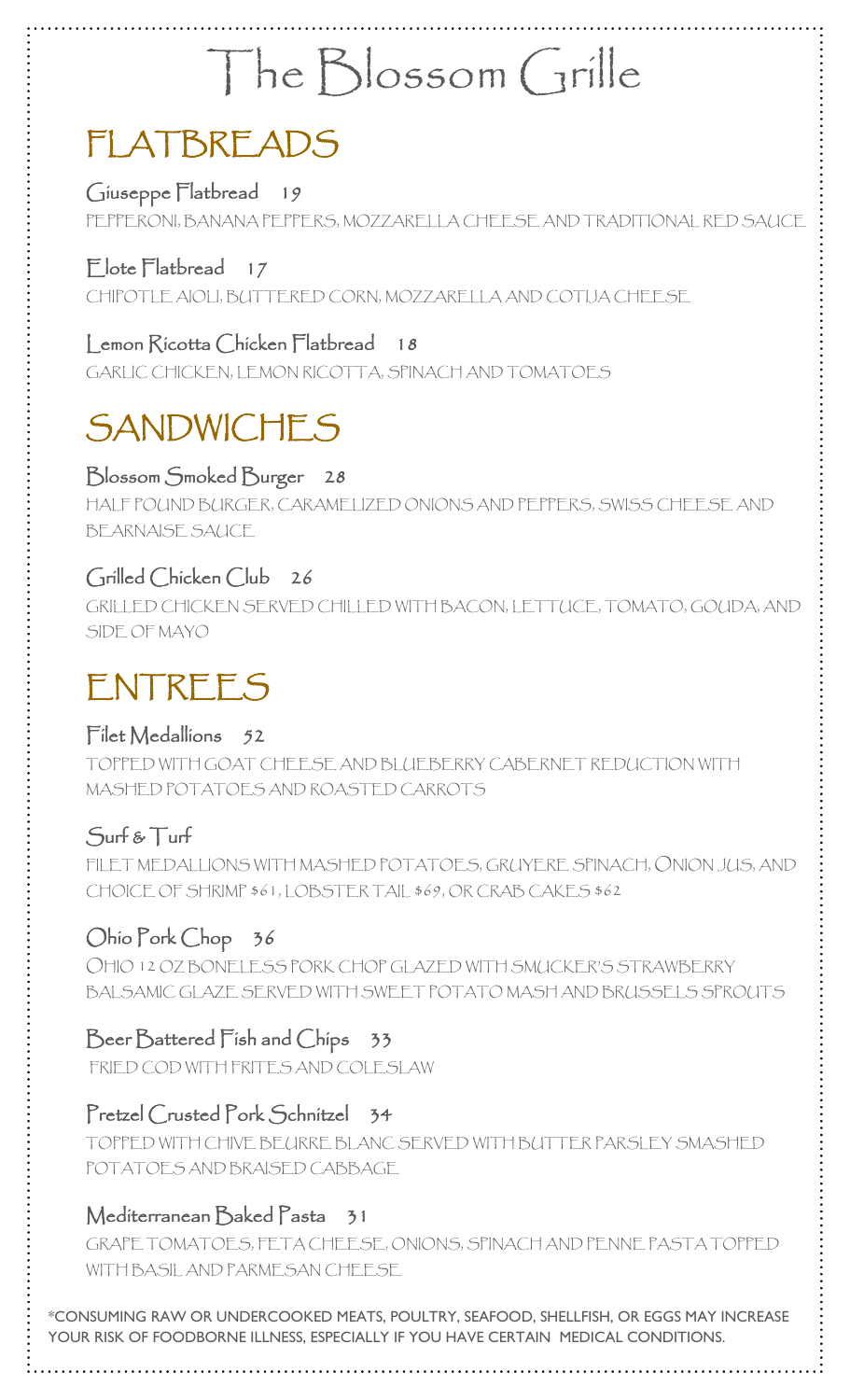# The Blossom Grille

## FLATBREADS

### Giuseppe Flatbread 19

PEPPERONI, BANANA PEPPERS, MOZZARELLA CHEESE AND TRADITIONAL RED SAUCE

### Elote Flatbread 17

CHIPOTLE AIOLI, BUTTERED CORN, MOZZARELLA AND COTIJA CHEESE

### Lemon Ricotta Chicken Flatbread 18

GARLIC CHICKEN, LEMON RICOTTA, SPINACH AND TOMATOES

## SANDWICHES

### Blossom Smoked Burger 28

HALF POUND BURGER, CARAMELIZED ONIONS AND PEPPERS, SWISS CHEESE AND BEARNAISE SAUCE

### Grilled Chicken Club 26

GRILLED CHICKEN SERVED CHILLED WITH BACON, LETTUCE, TOMATO, GOUDA, AND SIDE OF MAYO

## ENTREES

### Filet Medallions 52

TOPPED WITH GOAT CHEESE AND BLUEBERRY CABERNET REDUCTION WITH MASHED POTATOES AND ROASTED CARROTS

### Surf & Turf

FILET MEDALLIONS WITH MASHED POTATOES, GRUYERE SPINACH, ONION JUS, AND CHOICE OF SHRIMP $61, LOBSTER TAIL $69, OR CRAB CAKES $62

### Ohio Pork Chop 36

OHIO 12 OZ BONELESS PORK CHOP GLAZED WITH SMUCKER'S STRAWBERRY BALSAMIC GLAZE SERVED WITH SWEET POTATO MASH AND BRUSSELS SPROUTS

### Beer Battered Fish and Chips 33

FRIED COD WITH FRITES AND COLESLAW

### Pretzel Crusted Pork Schnitzel 34

TOPPED WITH CHIVE BEURRE BLANC SERVED WITH BUTTER PARSLEY SMASHED POTATOES AND BRAISED CABBAGE

### Mediterranean Baked Pasta 31

GRAPE TOMATOES, FETA CHEESE, ONIONS, SPINACH AND PENNE PASTA TOPPED WITH BASIL AND PARMESAN CHEESE

*CONSUMING RAW OR UNDERCOOKED MEATS, POULTRY, SEAFOOD, SHELLFISH, OR EGGS MAY INCREASE YOUR RISK OF FOODBORNE ILLNESS, ESPECIALLY IF YOU HAVE CERTAIN MEDICAL CONDITIONS.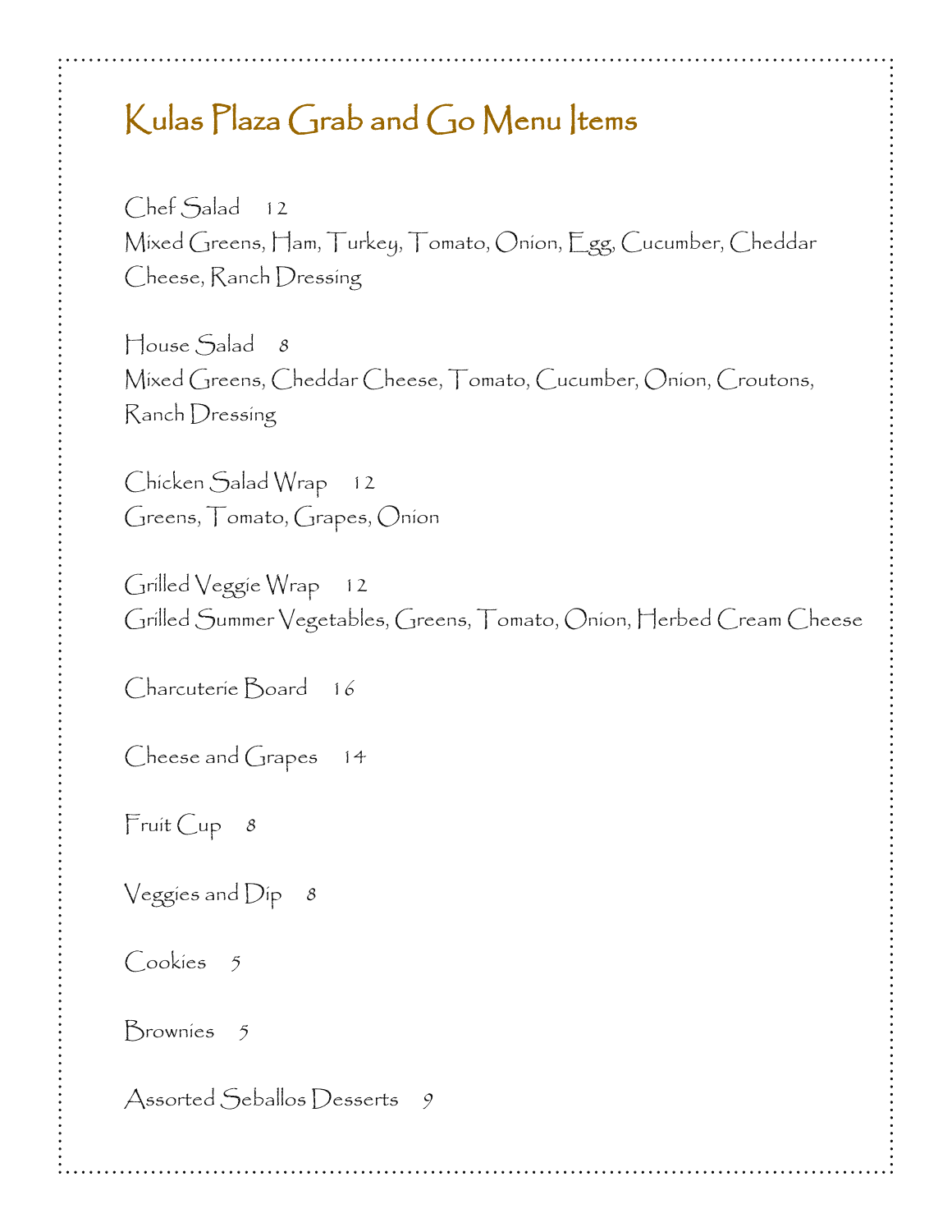# Kulas Plaza Grab and Go Menu Items

Chef Salad 12
Mixed Greens, Ham, Turkey, Tomato, Onion, Egg, Cucumber, Cheddar Cheese, Ranch Dressing

House Salad 8
Mixed Greens, Cheddar Cheese, Tomato, Cucumber, Onion, Croutons, Ranch Dressing

Chicken Salad Wrap 12
Greens, Tomato, Grapes, Onion

Grilled Veggie Wrap 12
Grilled Summer Vegetables, Greens, Tomato, Onion, Herbed Cream Cheese

Charcuterie Board 16

Cheese and Grapes 14

Fruit Cup 8

Veggies and Dip 8

Cookies 5

Brownies 5

Assorted Seballos Desserts 9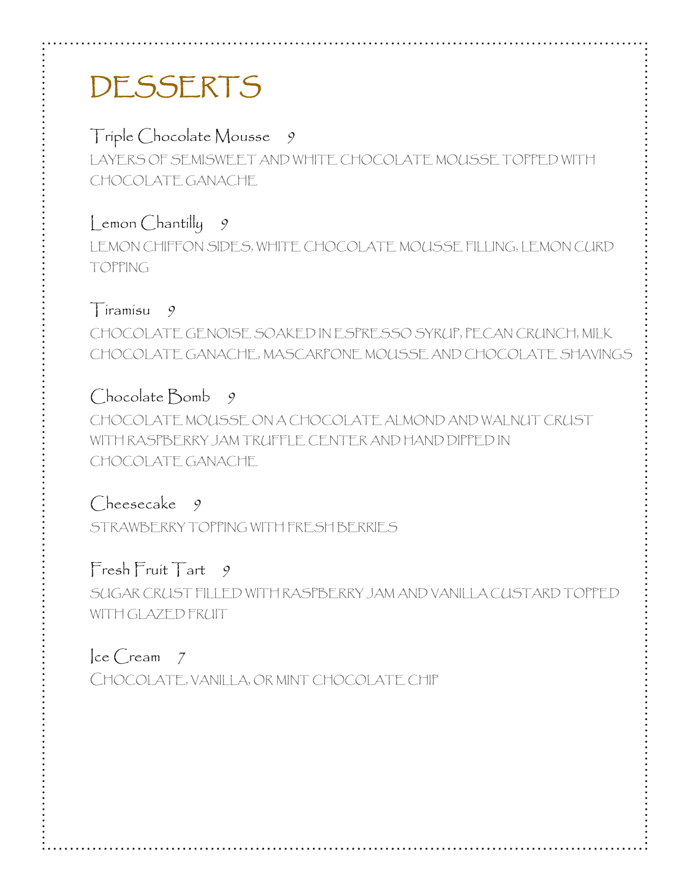# DESSERTS

### Triple Chocolate Mousse *9*

LAYERS OF SEMISWEET AND WHITE CHOCOLATE MOUSSE TOPPED WITH CHOCOLATE GANACHE

### Lemon Chantilly *9*

LEMON CHIFFON SIDES, WHITE CHOCOLATE MOUSSE FILLING, LEMON CURD TOPPING

### Tiramisu *9*

CHOCOLATE GENOISE SOAKED IN ESPRESSO SYRUP, PECAN CRUNCH, MILK CHOCOLATE GANACHE, MASCARPONE MOUSSE AND CHOCOLATE SHAVINGS

### Chocolate Bomb *9*

CHOCOLATE MOUSSE ON A CHOCOLATE ALMOND AND WALNUT CRUST WITH RASPBERRY JAM TRUFFLE CENTER AND HAND DIPPED IN CHOCOLATE GANACHE

### Cheesecake *9*

STRAWBERRY TOPPING WITH FRESH BERRIES

### Fresh Fruit Tart *9*

SUGAR CRUST FILLED WITH RASPBERRY JAM AND VANILLA CUSTARD TOPPED WITH GLAZED FRUIT

### Ice Cream *7*

CHOCOLATE, VANILLA, OR MINT CHOCOLATE CHIP